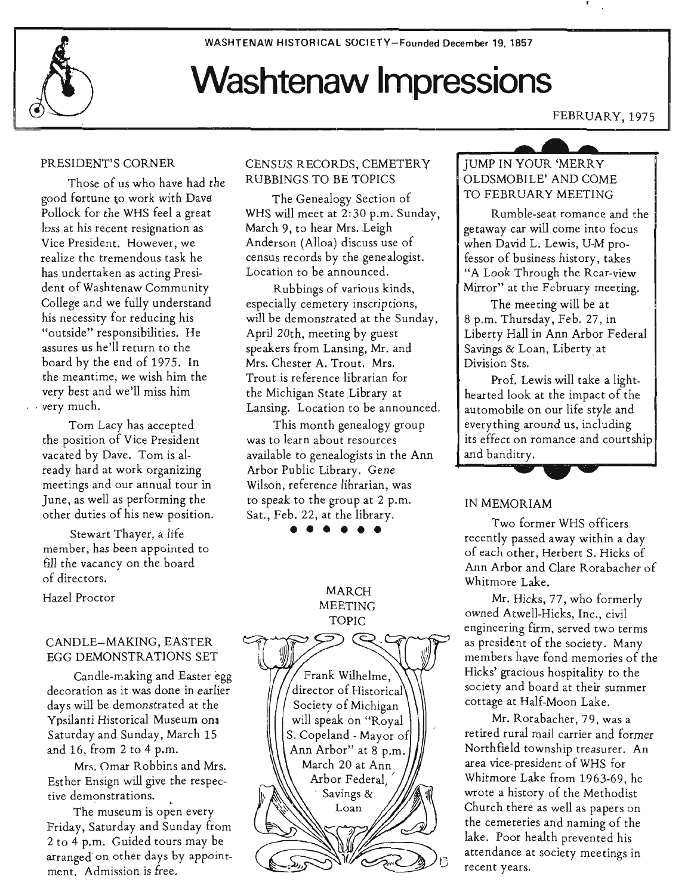WASHTENAW HISTORICAL SOCIETY—Founded December 19, 1857

# Washtenaw Impressions

FEBRUARY, 1975

## PRESIDENT'S CORNER

Those of us who have had the good fortune to work with Dave Pollock for the WHS feel a great loss at his recent resignation as Vice President. However, we realize the tremendous task he has undertaken as acting President of Washtenaw Community College and we fully understand his necessity for reducing his "outside" responsibilities. He assures us he'll return to the board by the end of 1975. In the meantime, we wish him the very best and we'll miss him very much.

Tom Lacy has accepted the position of Vice President vacated by Dave. Tom is already hard at work organizing meetings and our annual tour in June, as well as performing the other duties of his new position.

Stewart Thayer, a life member, has been appointed to fill the vacancy on the board of directors.

Hazel Proctor

## CANDLE-MAKING, EASTER EGG DEMONSTRATIONS SET

Candle-making and Easter egg decoration as it was done in earlier days will be demonstrated at the Ypsilanti Historical Museum on Saturday and Sunday, March 15 and 16, from 2 to 4 p.m.

Mrs. Omar Robbins and Mrs. Esther Ensign will give the respective demonstrations.

The museum is open every Friday, Saturday and Sunday from 2 to 4 p.m. Guided tours may be arranged on other days by appointment. Admission is free.

## CENSUS RECORDS, CEMETERY RUBBINGS TO BE TOPICS

The Genealogy Section of WHS will meet at 2:30 p.m. Sunday, March 9, to hear Mrs. Leigh Anderson (Alloa) discuss use of census records by the genealogist. Location to be announced.

Rubbings of various kinds, especially cemetery inscriptions, will be demonstrated at the Sunday, April 20th, meeting by guest speakers from Lansing, Mr. and Mrs. Chester A. Trout. Mrs. Trout is reference librarian for the Michigan State Library at Lansing. Location to be announced.

This month genealogy group was to learn about resources available to genealogists in the Ann Arbor Public Library. Gene Wilson, reference librarian, was to speak to the group at 2 p.m. Sat., Feb. 22, at the library.

● ● ● ● ● ●

## MARCH MEETING TOPIC

Frank Wilhelme, director of Historical Society of Michigan will speak on "Royal S. Copeland - Mayor of Ann Arbor" at 8 p.m. March 20 at Ann Arbor Federal Savings & Loan

## JUMP IN YOUR 'MERRY OLDSMOBILE' AND COME TO FEBRUARY MEETING

Rumble-seat romance and the getaway car will come into focus when David L. Lewis, U-M professor of business history, takes "A Look Through the Rear-view Mirror" at the February meeting.

The meeting will be at 8 p.m. Thursday, Feb. 27, in Liberty Hall in Ann Arbor Federal Savings & Loan, Liberty at Division Sts.

Prof. Lewis will take a lighthearted look at the impact of the automobile on our life style and everything around us, including its effect on romance and courtship and banditry.

## IN MEMORIAM

Two former WHS officers recently passed away within a day of each other, Herbert S. Hicks of Ann Arbor and Clare Rorabacher of Whitmore Lake.

Mr. Hicks, 77, who formerly owned Atwell-Hicks, Inc., civil engineering firm, served two terms as president of the society. Many members have fond memories of the Hicks' gracious hospitality to the society and board at their summer cottage at Half-Moon Lake.

Mr. Rorabacher, 79, was a retired rural mail carrier and former Northfield township treasurer. An area vice-president of WHS for Whitmore Lake from 1963-69, he wrote a history of the Methodist Church there as well as papers on the cemeteries and naming of the lake. Poor health prevented his attendance at society meetings in recent years.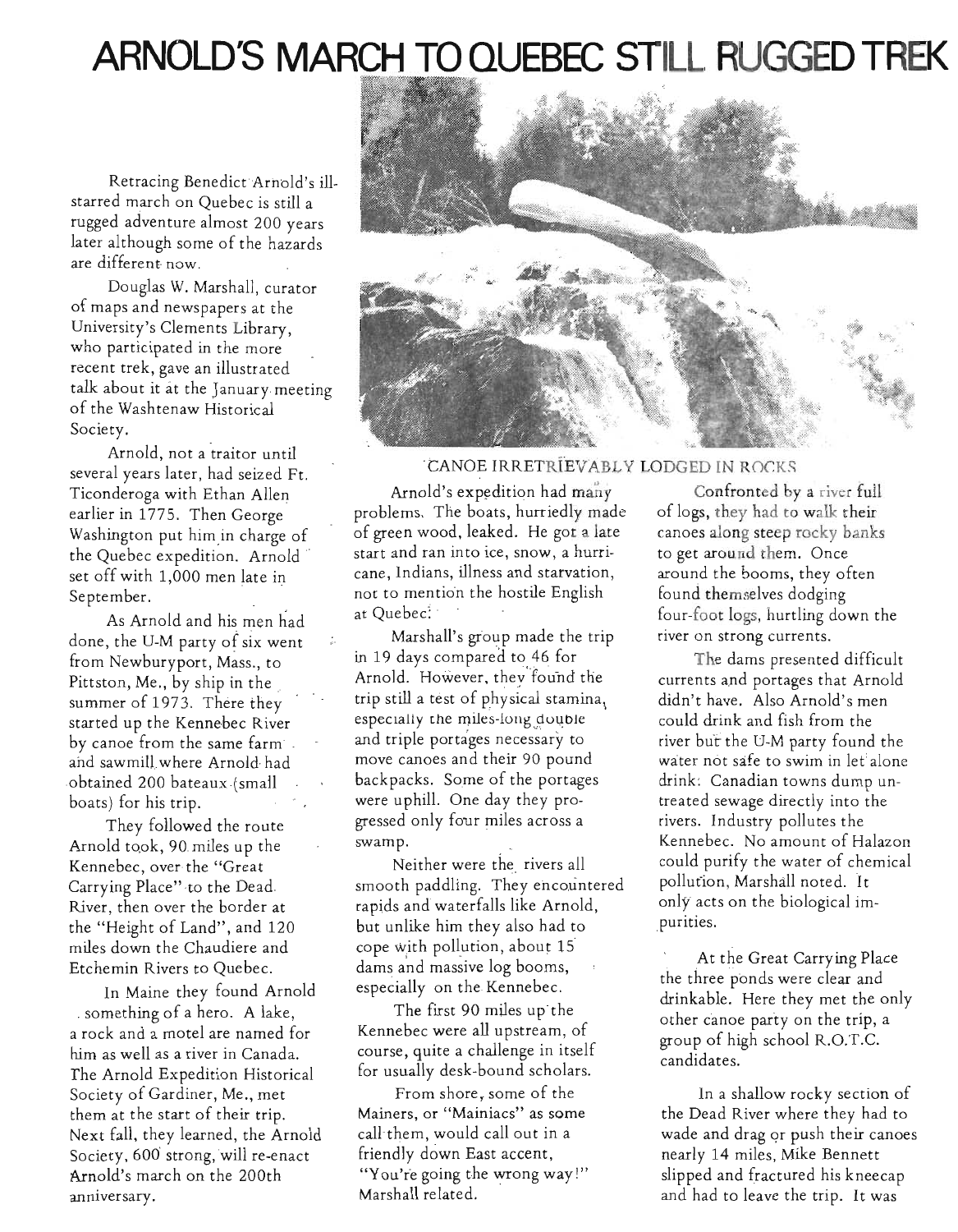# ARNOLD'S MARCH TO QUEBEC STILL RUGGED TREK

Retracing Benedict Arnold's ill-starred march on Quebec is still a rugged adventure almost 200 years later although some of the hazards are different now.

Douglas W. Marshall, curator of maps and newspapers at the University's Clements Library, who participated in the more recent trek, gave an illustrated talk about it at the January meeting of the Washtenaw Historical Society.

Arnold, not a traitor until several years later, had seized Ft. Ticonderoga with Ethan Allen earlier in 1775. Then George Washington put him in charge of the Quebec expedition. Arnold set off with 1,000 men late in September.

As Arnold and his men had done, the U-M party of six went from Newburyport, Mass., to Pittston, Me., by ship in the summer of 1973. There they started up the Kennebec River by canoe from the same farm and sawmill where Arnold had obtained 200 bateaux (small boats) for his trip.

They followed the route Arnold took, 90 miles up the Kennebec, over the "Great Carrying Place" to the Dead River, then over the border at the "Height of Land", and 120 miles down the Chaudiere and Etchemin Rivers to Quebec.

In Maine they found Arnold something of a hero. A lake, a rock and a motel are named for him as well as a river in Canada. The Arnold Expedition Historical Society of Gardiner, Me., met them at the start of their trip. Next fall, they learned, the Arnold Society, 600 strong, will re-enact Arnold's march on the 200th anniversary.

CANOE IRRETRIEVABLY LODGED IN ROCKS

Arnold's expedition had many problems. The boats, hurriedly made of green wood, leaked. He got a late start and ran into ice, snow, a hurricane, Indians, illness and starvation, not to mention the hostile English at Quebec.

Marshall's group made the trip in 19 days compared to 46 for Arnold. However, they found the trip still a test of physical stamina, especially the miles-long double and triple portages necessary to move canoes and their 90 pound backpacks. Some of the portages were uphill. One day they progressed only four miles across a swamp.

Neither were the rivers all smooth paddling. They encountered rapids and waterfalls like Arnold, but unlike him they also had to cope with pollution, about 15 dams and massive log booms, especially on the Kennebec.

The first 90 miles up the Kennebec were all upstream, of course, quite a challenge in itself for usually desk-bound scholars.

From shore, some of the Mainers, or "Mainiacs" as some call them, would call out in a friendly down East accent, "You're going the wrong way!" Marshall related.

Confronted by a river full of logs, they had to walk their canoes along steep rocky banks to get around them. Once around the booms, they often found themselves dodging four-foot logs, hurtling down the river on strong currents.

The dams presented difficult currents and portages that Arnold didn't have. Also Arnold's men could drink and fish from the river but the U-M party found the water not safe to swim in let alone drink. Canadian towns dump untreated sewage directly into the rivers. Industry pollutes the Kennebec. No amount of Halazon could purify the water of chemical pollution, Marshall noted. It only acts on the biological impurities.

At the Great Carrying Place the three ponds were clear and drinkable. Here they met the only other canoe party on the trip, a group of high school R.O.T.C. candidates.

In a shallow rocky section of the Dead River where they had to wade and drag or push their canoes nearly 14 miles, Mike Bennett slipped and fractured his kneecap and had to leave the trip. It was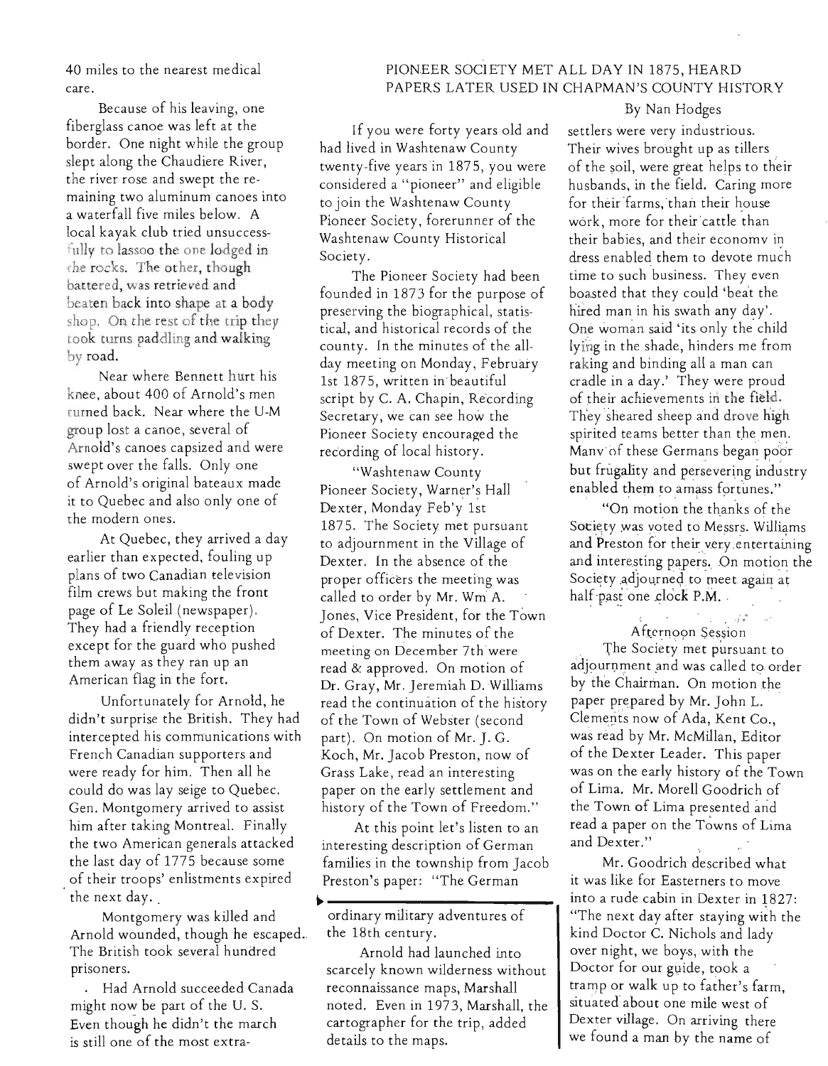40 miles to the nearest medical care.

Because of his leaving, one fiberglass canoe was left at the border. One night while the group slept along the Chaudiere River, the river rose and swept the remaining two aluminum canoes into a waterfall five miles below. A local kayak club tried unsuccessfully to lassoo the one lodged in the rocks. The other, though battered, was retrieved and beaten back into shape at a body shop. On the rest of the trip they took turns paddling and walking by road.

Near where Bennett hurt his knee, about 400 of Arnold's men turned back. Near where the U-M group lost a canoe, several of Arnold's canoes capsized and were swept over the falls. Only one of Arnold's original bateaux made it to Quebec and also only one of the modern ones.

At Quebec, they arrived a day earlier than expected, fouling up plans of two Canadian television film crews but making the front page of Le Soleil (newspaper). They had a friendly reception except for the guard who pushed them away as they ran up an American flag in the fort.

Unfortunately for Arnold, he didn't surprise the British. They had intercepted his communications with French Canadian supporters and were ready for him. Then all he could do was lay seige to Quebec. Gen. Montgomery arrived to assist him after taking Montreal. Finally the two American generals attacked the last day of 1775 because some of their troops' enlistments expired the next day.

Montgomery was killed and Arnold wounded, though he escaped. The British took several hundred prisoners.

Had Arnold succeeded Canada might now be part of the U. S. Even though he didn't the march is still one of the most extraordinary military adventures of the 18th century.

Arnold had launched into scarcely known wilderness without reconnaissance maps, Marshall noted. Even in 1973, Marshall, the cartographer for the trip, added details to the maps.

## PIONEER SOCIETY MET ALL DAY IN 1875, HEARD PAPERS LATER USED IN CHAPMAN'S COUNTY HISTORY

By Nan Hodges

If you were forty years old and had lived in Washtenaw County twenty-five years in 1875, you were considered a "pioneer" and eligible to join the Washtenaw County Pioneer Society, forerunner of the Washtenaw County Historical Society.

The Pioneer Society had been founded in 1873 for the purpose of preserving the biographical, statistical, and historical records of the county. In the minutes of the all-day meeting on Monday, February 1st 1875, written in beautiful script by C. A. Chapin, Recording Secretary, we can see how the Pioneer Society encouraged the recording of local history.

"Washtenaw County Pioneer Society, Warner's Hall Dexter, Monday Feb'y 1st 1875. The Society met pursuant to adjournment in the Village of Dexter. In the absence of the proper officers the meeting was called to order by Mr. Wm A. Jones, Vice President, for the Town of Dexter. The minutes of the meeting on December 7th were read & approved. On motion of Dr. Gray, Mr. Jeremiah D. Williams read the continuation of the history of the Town of Webster (second part). On motion of Mr. J. G. Koch, Mr. Jacob Preston, now of Grass Lake, read an interesting paper on the early settlement and history of the Town of Freedom."

At this point let's listen to an interesting description of German families in the township from Jacob Preston's paper: "The German settlers were very industrious. Their wives brought up as tillers of the soil, were great helps to their husbands, in the field. Caring more for their farms, than their house work, more for their cattle than their babies, and their economy in dress enabled them to devote much time to such business. They even boasted that they could 'beat the hired man in his swath any day'. One woman said 'its only the child lying in the shade, hinders me from raking and binding all a man can cradle in a day.' They were proud of their achievements in the field. They sheared sheep and drove high spirited teams better than the men. Many of these Germans began poor but frugality and persevering industry enabled them to amass fortunes."

"On motion the thanks of the Society was voted to Messrs. Williams and Preston for their very entertaining and interesting papers. On motion the Society adjourned to meet again at half-past one clock P.M.

Afternoon Session

The Society met pursuant to adjournment and was called to order by the Chairman. On motion the paper prepared by Mr. John L. Clements now of Ada, Kent Co., was read by Mr. McMillan, Editor of the Dexter Leader. This paper was on the early history of the Town of Lima. Mr. Morell Goodrich of the Town of Lima presented and read a paper on the Towns of Lima and Dexter."

Mr. Goodrich described what it was like for Easterners to move into a rude cabin in Dexter in 1827: "The next day after staying with the kind Doctor C. Nichols and lady over night, we boys, with the Doctor for our guide, took a tramp or walk up to father's farm, situated about one mile west of Dexter village. On arriving there we found a man by the name of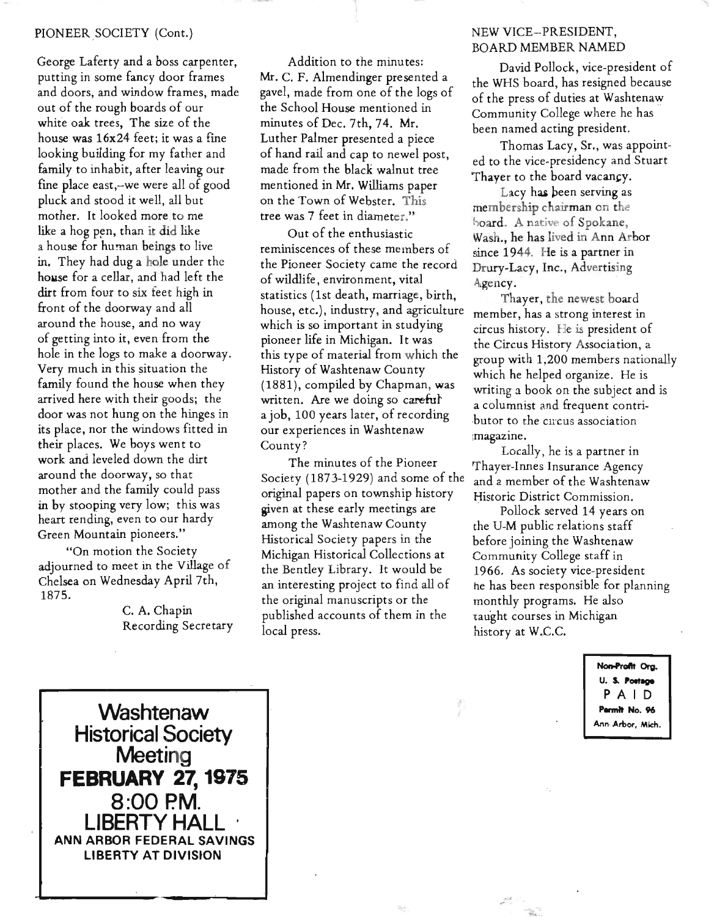## PIONEER SOCIETY (Cont.)

George Laferty and a boss carpenter, putting in some fancy door frames and doors, and window frames, made out of the rough boards of our white oak trees, The size of the house was 16x24 feet; it was a fine looking building for my father and family to inhabit, after leaving our fine place east,–we were all of good pluck and stood it well, all but mother. It looked more to me like a hog pen, than it did like a house for human beings to live in. They had dug a hole under the house for a cellar, and had left the dirt from four to six feet high in front of the doorway and all around the house, and no way of getting into it, even from the hole in the logs to make a doorway. Very much in this situation the family found the house when they arrived here with their goods; the door was not hung on the hinges in its place, nor the windows fitted in their places. We boys went to work and leveled down the dirt around the doorway, so that mother and the family could pass in by stooping very low; this was heart rending, even to our hardy Green Mountain pioneers."

"On motion the Society adjourned to meet in the Village of Chelsea on Wednesday April 7th, 1875.

C. A. Chapin
Recording Secretary

Addition to the minutes:
Mr. C. F. Almendinger presented a gavel, made from one of the logs of the School House mentioned in minutes of Dec. 7th, 74. Mr. Luther Palmer presented a piece of hand rail and cap to newel post, made from the black walnut tree mentioned in Mr. Williams paper on the Town of Webster. This tree was 7 feet in diameter."

Out of the enthusiastic reminiscences of these members of the Pioneer Society came the record of wildlife, environment, vital statistics (1st death, marriage, birth, house, etc.), industry, and agriculture which is so important in studying pioneer life in Michigan. It was this type of material from which the History of Washtenaw County (1881), compiled by Chapman, was written. Are we doing so careful a job, 100 years later, of recording our experiences in Washtenaw County?

The minutes of the Pioneer Society (1873-1929) and some of the original papers on township history given at these early meetings are among the Washtenaw County Historical Society papers in the Michigan Historical Collections at the Bentley Library. It would be an interesting project to find all of the original manuscripts or the published accounts of them in the local press.

## NEW VICE-PRESIDENT, BOARD MEMBER NAMED

David Pollock, vice-president of the WHS board, has resigned because of the press of duties at Washtenaw Community College where he has been named acting president.

Thomas Lacy, Sr., was appointed to the vice-presidency and Stuart Thayer to the board vacancy.

Lacy has been serving as membership chairman on the board. A native of Spokane, Wash., he has lived in Ann Arbor since 1944. He is a partner in Drury-Lacy, Inc., Advertising Agency.

Thayer, the newest board member, has a strong interest in circus history. He is president of the Circus History Association, a group with 1,200 members nationally which he helped organize. He is writing a book on the subject and is a columnist and frequent contributor to the circus association magazine.

Locally, he is a partner in Thayer-Innes Insurance Agency and a member of the Washtenaw Historic District Commission.

Pollock served 14 years on the U-M public relations staff before joining the Washtenaw Community College staff in 1966. As society vice-president he has been responsible for planning monthly programs. He also taught courses in Michigan history at W.C.C.

**Washtenaw Historical Society Meeting**
**FEBRUARY 27, 1975**
**8:00 P.M.**
**LIBERTY HALL**
**ANN ARBOR FEDERAL SAVINGS**
**LIBERTY AT DIVISION**

Non-Profit Org.
U. S. Postage
PAID
Permit No. 96
Ann Arbor, Mich.